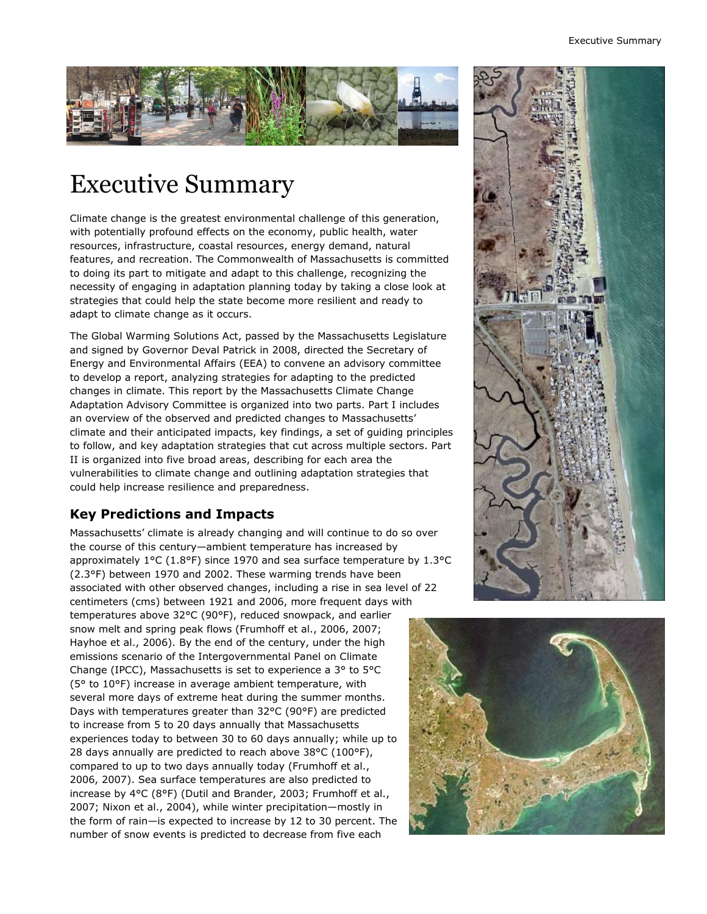# Executive Summary

Climate change is the greatest environmental challenge of this generation, with potentially profound effects on the economy, public health, water resources, infrastructure, coastal resources, energy demand, natural features, and recreation. The Commonwealth of Massachusetts is committed to doing its part to mitigate and adapt to this challenge, recognizing the necessity of engaging in adaptation planning today by taking a close look at strategies that could help the state become more resilient and ready to adapt to climate change as it occurs.

The Global Warming Solutions Act, passed by the Massachusetts Legislature and signed by Governor Deval Patrick in 2008, directed the Secretary of Energy and Environmental Affairs (EEA) to convene an advisory committee to develop a report, analyzing strategies for adapting to the predicted changes in climate. This report by the Massachusetts Climate Change Adaptation Advisory Committee is organized into two parts. Part I includes an overview of the observed and predicted changes to Massachusetts' climate and their anticipated impacts, key findings, a set of guiding principles to follow, and key adaptation strategies that cut across multiple sectors. Part II is organized into five broad areas, describing for each area the vulnerabilities to climate change and outlining adaptation strategies that could help increase resilience and preparedness.

## Key Predictions and Impacts

Massachusetts' climate is already changing and will continue to do so over the course of this century—ambient temperature has increased by approximately 1°C (1.8°F) since 1970 and sea surface temperature by 1.3°C (2.3°F) between 1970 and 2002. These warming trends have been associated with other observed changes, including a rise in sea level of 22 centimeters (cms) between 1921 and 2006, more frequent days with temperatures above 32°C (90°F), reduced snowpack, and earlier snow melt and spring peak flows (Frumhoff et al., 2006, 2007; Hayhoe et al., 2006). By the end of the century, under the high emissions scenario of the Intergovernmental Panel on Climate Change (IPCC), Massachusetts is set to experience a 3° to 5°C (5° to 10°F) increase in average ambient temperature, with several more days of extreme heat during the summer months. Days with temperatures greater than 32°C (90°F) are predicted to increase from 5 to 20 days annually that Massachusetts experiences today to between 30 to 60 days annually; while up to 28 days annually are predicted to reach above 38°C (100°F), compared to up to two days annually today (Frumhoff et al., 2006, 2007). Sea surface temperatures are also predicted to increase by 4°C (8°F) (Dutil and Brander, 2003; Frumhoff et al., 2007; Nixon et al., 2004), while winter precipitation—mostly in the form of rain—is expected to increase by 12 to 30 percent. The number of snow events is predicted to decrease from five each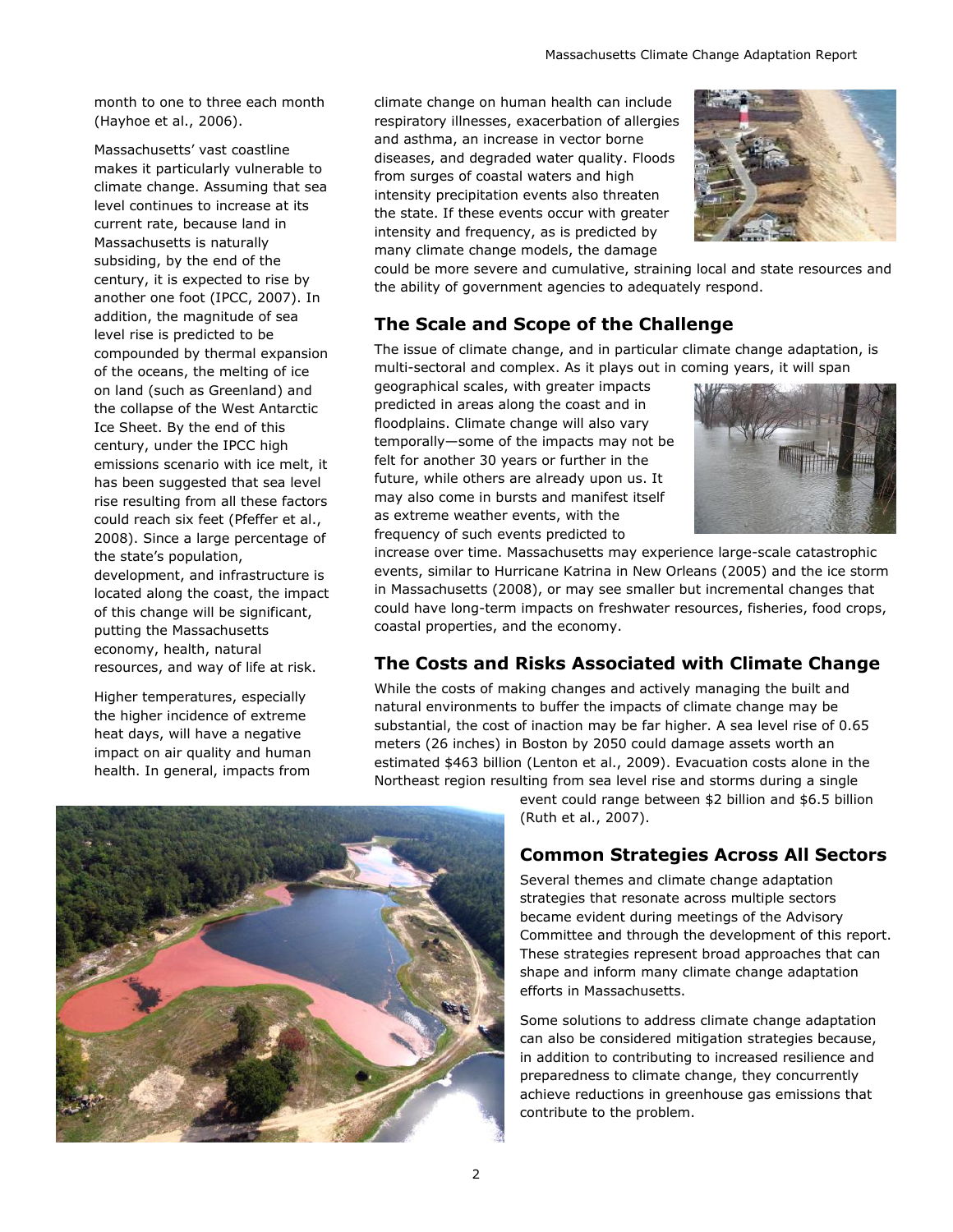month to one to three each month (Hayhoe et al., 2006).

Massachusetts' vast coastline makes it particularly vulnerable to climate change. Assuming that sea level continues to increase at its current rate, because land in Massachusetts is naturally subsiding, by the end of the century, it is expected to rise by another one foot (IPCC, 2007). In addition, the magnitude of sea level rise is predicted to be compounded by thermal expansion of the oceans, the melting of ice on land (such as Greenland) and the collapse of the West Antarctic Ice Sheet. By the end of this century, under the IPCC high emissions scenario with ice melt, it has been suggested that sea level rise resulting from all these factors could reach six feet (Pfeffer et al., 2008). Since a large percentage of the state's population, development, and infrastructure is located along the coast, the impact of this change will be significant, putting the Massachusetts economy, health, natural resources, and way of life at risk.

Higher temperatures, especially the higher incidence of extreme heat days, will have a negative impact on air quality and human health. In general, impacts from climate change on human health can include respiratory illnesses, exacerbation of allergies and asthma, an increase in vector borne diseases, and degraded water quality. Floods from surges of coastal waters and high intensity precipitation events also threaten the state. If these events occur with greater intensity and frequency, as is predicted by many climate change models, the damage could be more severe and cumulative, straining local and state resources and the ability of government agencies to adequately respond.

## The Scale and Scope of the Challenge

The issue of climate change, and in particular climate change adaptation, is multi-sectoral and complex. As it plays out in coming years, it will span geographical scales, with greater impacts predicted in areas along the coast and in floodplains. Climate change will also vary temporally—some of the impacts may not be felt for another 30 years or further in the future, while others are already upon us. It may also come in bursts and manifest itself as extreme weather events, with the frequency of such events predicted to increase over time. Massachusetts may experience large-scale catastrophic events, similar to Hurricane Katrina in New Orleans (2005) and the ice storm in Massachusetts (2008), or may see smaller but incremental changes that could have long-term impacts on freshwater resources, fisheries, food crops, coastal properties, and the economy.

## The Costs and Risks Associated with Climate Change

While the costs of making changes and actively managing the built and natural environments to buffer the impacts of climate change may be substantial, the cost of inaction may be far higher. A sea level rise of 0.65 meters (26 inches) in Boston by 2050 could damage assets worth an estimated $463 billion (Lenton et al., 2009). Evacuation costs alone in the Northeast region resulting from sea level rise and storms during a single event could range between $2 billion and $6.5 billion (Ruth et al., 2007).

## Common Strategies Across All Sectors

Several themes and climate change adaptation strategies that resonate across multiple sectors became evident during meetings of the Advisory Committee and through the development of this report. These strategies represent broad approaches that can shape and inform many climate change adaptation efforts in Massachusetts.

Some solutions to address climate change adaptation can also be considered mitigation strategies because, in addition to contributing to increased resilience and preparedness to climate change, they concurrently achieve reductions in greenhouse gas emissions that contribute to the problem.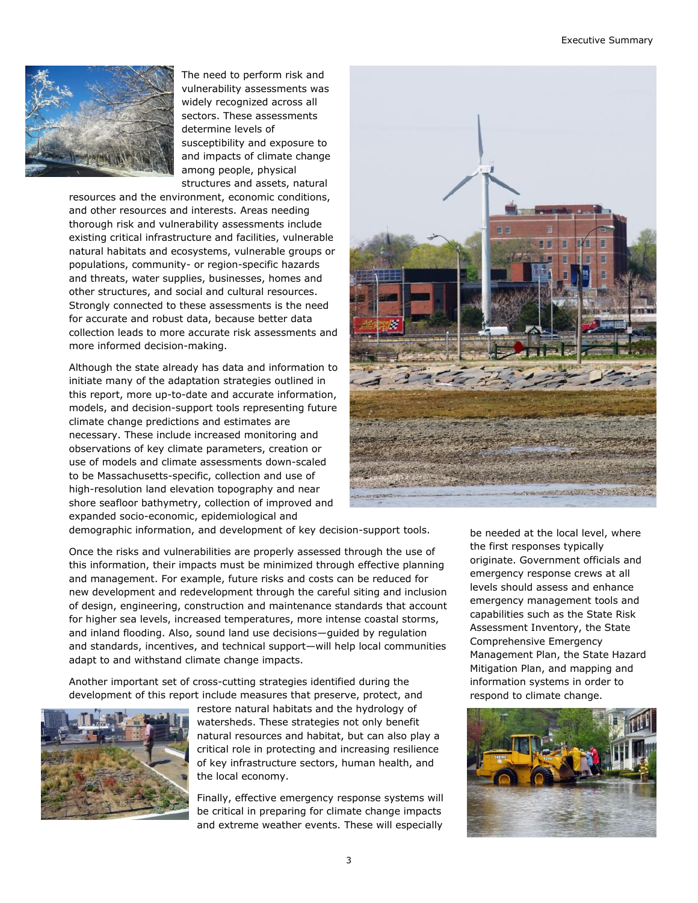The need to perform risk and vulnerability assessments was widely recognized across all sectors. These assessments determine levels of susceptibility and exposure to and impacts of climate change among people, physical structures and assets, natural resources and the environment, economic conditions, and other resources and interests. Areas needing thorough risk and vulnerability assessments include existing critical infrastructure and facilities, vulnerable natural habitats and ecosystems, vulnerable groups or populations, community- or region-specific hazards and threats, water supplies, businesses, homes and other structures, and social and cultural resources. Strongly connected to these assessments is the need for accurate and robust data, because better data collection leads to more accurate risk assessments and more informed decision-making.

Although the state already has data and information to initiate many of the adaptation strategies outlined in this report, more up-to-date and accurate information, models, and decision-support tools representing future climate change predictions and estimates are necessary. These include increased monitoring and observations of key climate parameters, creation or use of models and climate assessments down-scaled to be Massachusetts-specific, collection and use of high-resolution land elevation topography and near shore seafloor bathymetry, collection of improved and expanded socio-economic, epidemiological and demographic information, and development of key decision-support tools.

Once the risks and vulnerabilities are properly assessed through the use of this information, their impacts must be minimized through effective planning and management. For example, future risks and costs can be reduced for new development and redevelopment through the careful siting and inclusion of design, engineering, construction and maintenance standards that account for higher sea levels, increased temperatures, more intense coastal storms, and inland flooding. Also, sound land use decisions—guided by regulation and standards, incentives, and technical support—will help local communities adapt to and withstand climate change impacts.

Another important set of cross-cutting strategies identified during the development of this report include measures that preserve, protect, and restore natural habitats and the hydrology of watersheds. These strategies not only benefit natural resources and habitat, but can also play a critical role in protecting and increasing resilience of key infrastructure sectors, human health, and the local economy.

Finally, effective emergency response systems will be critical in preparing for climate change impacts and extreme weather events. These will especially be needed at the local level, where the first responses typically originate. Government officials and emergency response crews at all levels should assess and enhance emergency management tools and capabilities such as the State Risk Assessment Inventory, the State Comprehensive Emergency Management Plan, the State Hazard Mitigation Plan, and mapping and information systems in order to respond to climate change.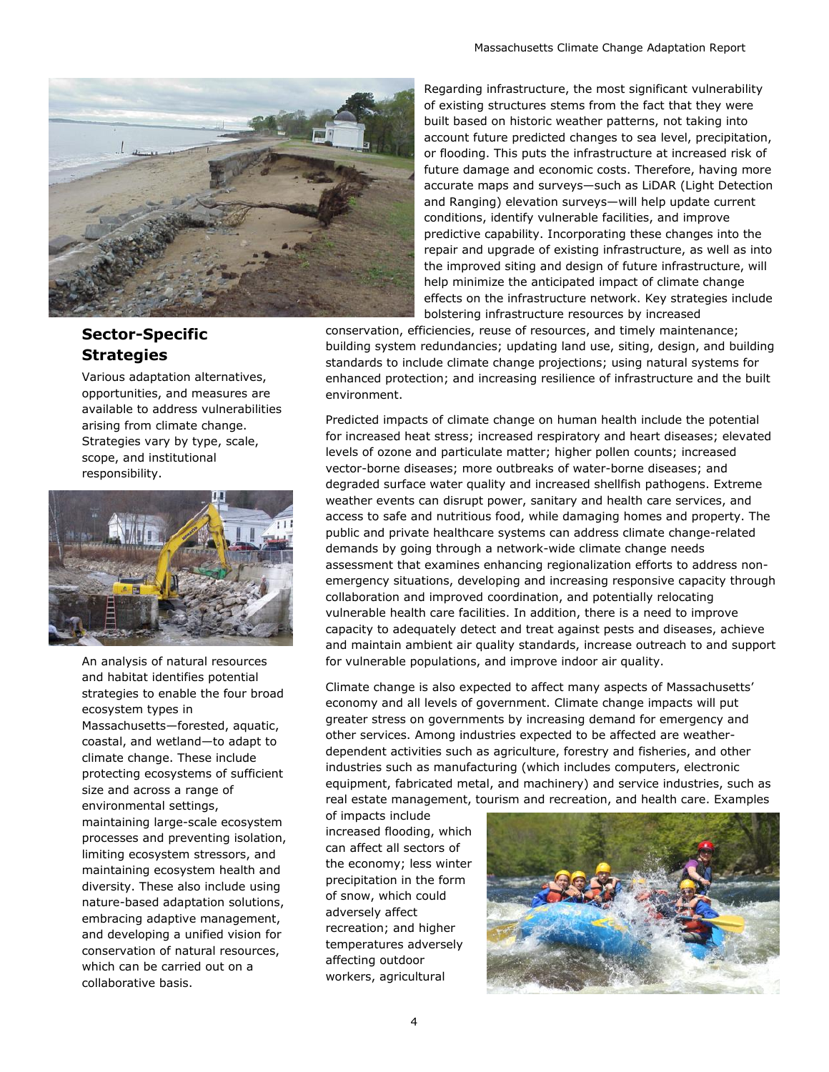Regarding infrastructure, the most significant vulnerability of existing structures stems from the fact that they were built based on historic weather patterns, not taking into account future predicted changes to sea level, precipitation, or flooding. This puts the infrastructure at increased risk of future damage and economic costs. Therefore, having more accurate maps and surveys—such as LiDAR (Light Detection and Ranging) elevation surveys—will help update current conditions, identify vulnerable facilities, and improve predictive capability. Incorporating these changes into the repair and upgrade of existing infrastructure, as well as into the improved siting and design of future infrastructure, will help minimize the anticipated impact of climate change effects on the infrastructure network. Key strategies include bolstering infrastructure resources by increased conservation, efficiencies, reuse of resources, and timely maintenance; building system redundancies; updating land use, siting, design, and building standards to include climate change projections; using natural systems for enhanced protection; and increasing resilience of infrastructure and the built environment.

## Sector-Specific Strategies

Various adaptation alternatives, opportunities, and measures are available to address vulnerabilities arising from climate change. Strategies vary by type, scale, scope, and institutional responsibility.

An analysis of natural resources and habitat identifies potential strategies to enable the four broad ecosystem types in Massachusetts—forested, aquatic, coastal, and wetland—to adapt to climate change. These include protecting ecosystems of sufficient size and across a range of environmental settings, maintaining large-scale ecosystem processes and preventing isolation, limiting ecosystem stressors, and maintaining ecosystem health and diversity. These also include using nature-based adaptation solutions, embracing adaptive management, and developing a unified vision for conservation of natural resources, which can be carried out on a collaborative basis.

Predicted impacts of climate change on human health include the potential for increased heat stress; increased respiratory and heart diseases; elevated levels of ozone and particulate matter; higher pollen counts; increased vector-borne diseases; more outbreaks of water-borne diseases; and degraded surface water quality and increased shellfish pathogens. Extreme weather events can disrupt power, sanitary and health care services, and access to safe and nutritious food, while damaging homes and property. The public and private healthcare systems can address climate change-related demands by going through a network-wide climate change needs assessment that examines enhancing regionalization efforts to address non-emergency situations, developing and increasing responsive capacity through collaboration and improved coordination, and potentially relocating vulnerable health care facilities. In addition, there is a need to improve capacity to adequately detect and treat against pests and diseases, achieve and maintain ambient air quality standards, increase outreach to and support for vulnerable populations, and improve indoor air quality.

Climate change is also expected to affect many aspects of Massachusetts' economy and all levels of government. Climate change impacts will put greater stress on governments by increasing demand for emergency and other services. Among industries expected to be affected are weather-dependent activities such as agriculture, forestry and fisheries, and other industries such as manufacturing (which includes computers, electronic equipment, fabricated metal, and machinery) and service industries, such as real estate management, tourism and recreation, and health care. Examples of impacts include increased flooding, which can affect all sectors of the economy; less winter precipitation in the form of snow, which could adversely affect recreation; and higher temperatures adversely affecting outdoor workers, agricultural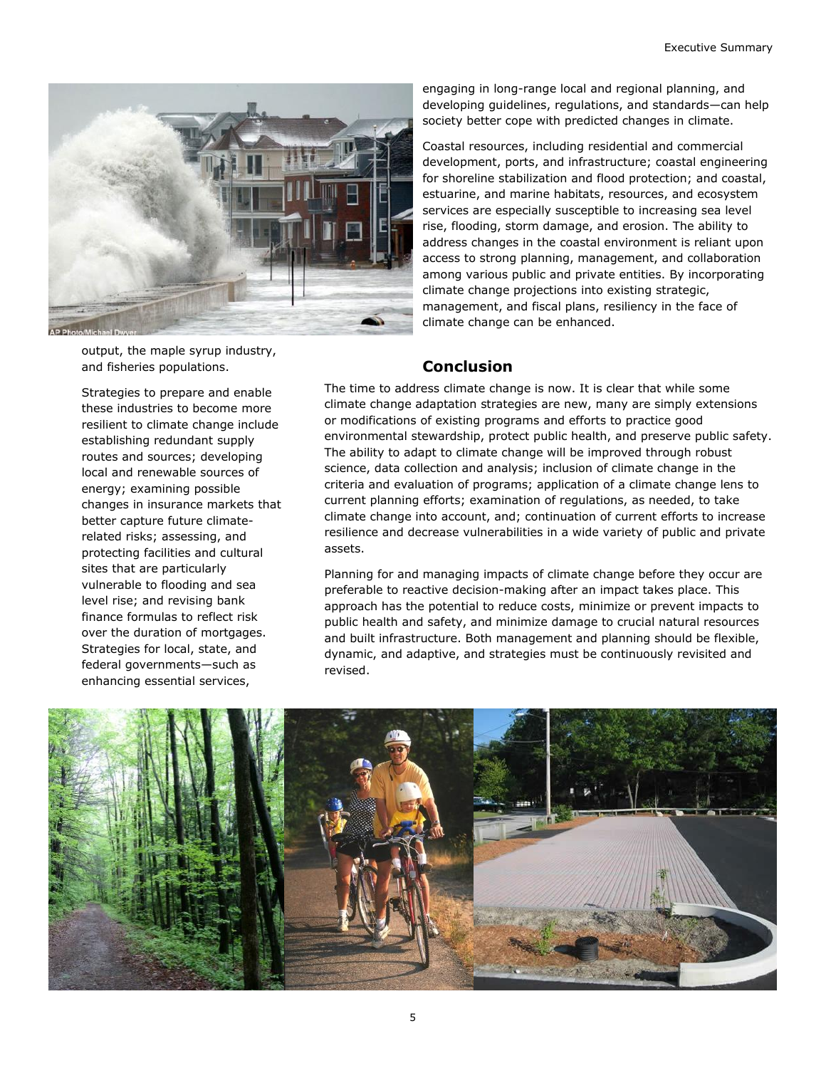output, the maple syrup industry, and fisheries populations.

Strategies to prepare and enable these industries to become more resilient to climate change include establishing redundant supply routes and sources; developing local and renewable sources of energy; examining possible changes in insurance markets that better capture future climate-related risks; assessing, and protecting facilities and cultural sites that are particularly vulnerable to flooding and sea level rise; and revising bank finance formulas to reflect risk over the duration of mortgages. Strategies for local, state, and federal governments—such as enhancing essential services, engaging in long-range local and regional planning, and developing guidelines, regulations, and standards—can help society better cope with predicted changes in climate.

Coastal resources, including residential and commercial development, ports, and infrastructure; coastal engineering for shoreline stabilization and flood protection; and coastal, estuarine, and marine habitats, resources, and ecosystem services are especially susceptible to increasing sea level rise, flooding, storm damage, and erosion. The ability to address changes in the coastal environment is reliant upon access to strong planning, management, and collaboration among various public and private entities. By incorporating climate change projections into existing strategic, management, and fiscal plans, resiliency in the face of climate change can be enhanced.

## Conclusion

The time to address climate change is now. It is clear that while some climate change adaptation strategies are new, many are simply extensions or modifications of existing programs and efforts to practice good environmental stewardship, protect public health, and preserve public safety. The ability to adapt to climate change will be improved through robust science, data collection and analysis; inclusion of climate change in the criteria and evaluation of programs; application of a climate change lens to current planning efforts; examination of regulations, as needed, to take climate change into account, and; continuation of current efforts to increase resilience and decrease vulnerabilities in a wide variety of public and private assets.

Planning for and managing impacts of climate change before they occur are preferable to reactive decision-making after an impact takes place. This approach has the potential to reduce costs, minimize or prevent impacts to public health and safety, and minimize damage to crucial natural resources and built infrastructure. Both management and planning should be flexible, dynamic, and adaptive, and strategies must be continuously revisited and revised.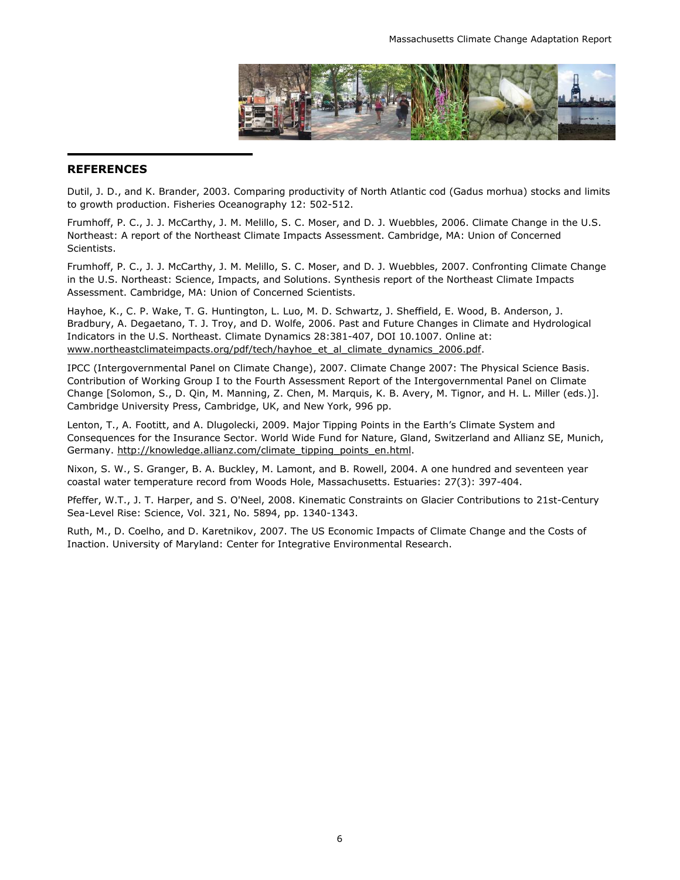## REFERENCES

Dutil, J. D., and K. Brander, 2003. Comparing productivity of North Atlantic cod (Gadus morhua) stocks and limits to growth production. Fisheries Oceanography 12: 502-512.

Frumhoff, P. C., J. J. McCarthy, J. M. Melillo, S. C. Moser, and D. J. Wuebbles, 2006. Climate Change in the U.S. Northeast: A report of the Northeast Climate Impacts Assessment. Cambridge, MA: Union of Concerned Scientists.

Frumhoff, P. C., J. J. McCarthy, J. M. Melillo, S. C. Moser, and D. J. Wuebbles, 2007. Confronting Climate Change in the U.S. Northeast: Science, Impacts, and Solutions. Synthesis report of the Northeast Climate Impacts Assessment. Cambridge, MA: Union of Concerned Scientists.

Hayhoe, K., C. P. Wake, T. G. Huntington, L. Luo, M. D. Schwartz, J. Sheffield, E. Wood, B. Anderson, J. Bradbury, A. Degaetano, T. J. Troy, and D. Wolfe, 2006. Past and Future Changes in Climate and Hydrological Indicators in the U.S. Northeast. Climate Dynamics 28:381-407, DOI 10.1007. Online at: www.northeastclimateimpacts.org/pdf/tech/hayhoe_et_al_climate_dynamics_2006.pdf.

IPCC (Intergovernmental Panel on Climate Change), 2007. Climate Change 2007: The Physical Science Basis. Contribution of Working Group I to the Fourth Assessment Report of the Intergovernmental Panel on Climate Change [Solomon, S., D. Qin, M. Manning, Z. Chen, M. Marquis, K. B. Avery, M. Tignor, and H. L. Miller (eds.)]. Cambridge University Press, Cambridge, UK, and New York, 996 pp.

Lenton, T., A. Footitt, and A. Dlugolecki, 2009. Major Tipping Points in the Earth's Climate System and Consequences for the Insurance Sector. World Wide Fund for Nature, Gland, Switzerland and Allianz SE, Munich, Germany. http://knowledge.allianz.com/climate_tipping_points_en.html.

Nixon, S. W., S. Granger, B. A. Buckley, M. Lamont, and B. Rowell, 2004. A one hundred and seventeen year coastal water temperature record from Woods Hole, Massachusetts. Estuaries: 27(3): 397-404.

Pfeffer, W.T., J. T. Harper, and S. O'Neel, 2008. Kinematic Constraints on Glacier Contributions to 21st-Century Sea-Level Rise: Science, Vol. 321, No. 5894, pp. 1340-1343.

Ruth, M., D. Coelho, and D. Karetnikov, 2007. The US Economic Impacts of Climate Change and the Costs of Inaction. University of Maryland: Center for Integrative Environmental Research.